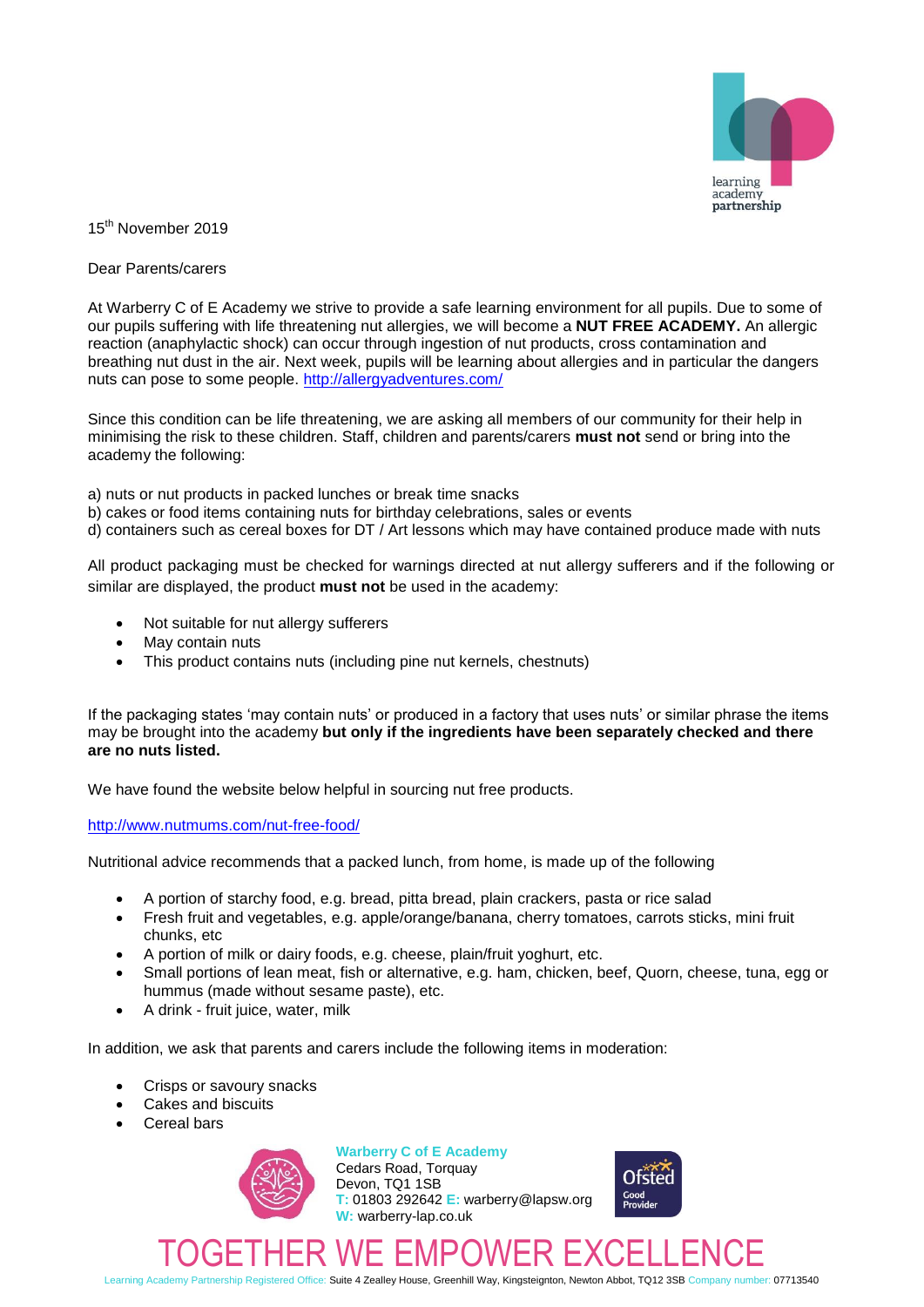15th November 2019

Dear Parents/carers

At Warberry C of E Academy we strive to provide a safe learning environment for all pupils. Due to some of our pupils suffering with life threatening nut allergies, we will become a **NUT FREE ACADEMY.** An allergic reaction (anaphylactic shock) can occur through ingestion of nut products, cross contamination and breathing nut dust in the air. Next week, pupils will be learning about allergies and in particular the dangers nuts can pose to some people. http://allergyadventures.com/

Since this condition can be life threatening, we are asking all members of our community for their help in minimising the risk to these children. Staff, children and parents/carers **must not** send or bring into the academy the following:

a) nuts or nut products in packed lunches or break time snacks
b) cakes or food items containing nuts for birthday celebrations, sales or events
d) containers such as cereal boxes for DT / Art lessons which may have contained produce made with nuts

All product packaging must be checked for warnings directed at nut allergy sufferers and if the following or similar are displayed, the product **must not** be used in the academy:

- Not suitable for nut allergy sufferers
- May contain nuts
- This product contains nuts (including pine nut kernels, chestnuts)

If the packaging states 'may contain nuts' or produced in a factory that uses nuts' or similar phrase the items may be brought into the academy **but only if the ingredients have been separately checked and there are no nuts listed.**

We have found the website below helpful in sourcing nut free products.

http://www.nutmums.com/nut-free-food/

Nutritional advice recommends that a packed lunch, from home, is made up of the following

- A portion of starchy food, e.g. bread, pitta bread, plain crackers, pasta or rice salad
- Fresh fruit and vegetables, e.g. apple/orange/banana, cherry tomatoes, carrots sticks, mini fruit chunks, etc
- A portion of milk or dairy foods, e.g. cheese, plain/fruit yoghurt, etc.
- Small portions of lean meat, fish or alternative, e.g. ham, chicken, beef, Quorn, cheese, tuna, egg or hummus (made without sesame paste), etc.
- A drink - fruit juice, water, milk

In addition, we ask that parents and carers include the following items in moderation:

- Crisps or savoury snacks
- Cakes and biscuits
- Cereal bars

**Warberry C of E Academy**
Cedars Road, Torquay
Devon, TQ1 1SB
T: 01803 292642 E: warberry@lapsw.org
W: warberry-lap.co.uk

TOGETHER WE EMPOWER EXCELLENCE

Learning Academy Partnership Registered Office: Suite 4 Zealley House, Greenhill Way, Kingsteignton, Newton Abbot, TQ12 3SB Company number: 07713540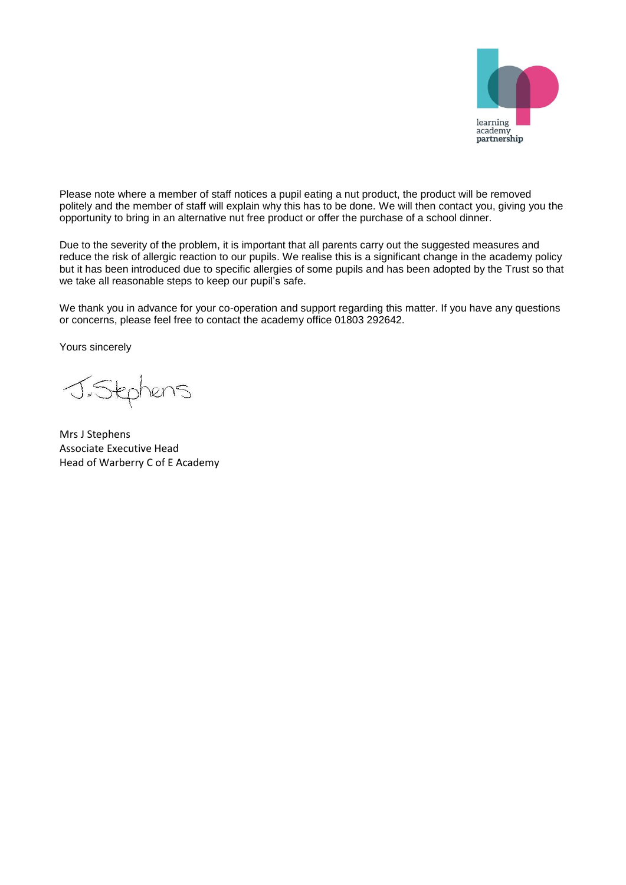learning academy partnership

Please note where a member of staff notices a pupil eating a nut product, the product will be removed politely and the member of staff will explain why this has to be done. We will then contact you, giving you the opportunity to bring in an alternative nut free product or offer the purchase of a school dinner.

Due to the severity of the problem, it is important that all parents carry out the suggested measures and reduce the risk of allergic reaction to our pupils. We realise this is a significant change in the academy policy but it has been introduced due to specific allergies of some pupils and has been adopted by the Trust so that we take all reasonable steps to keep our pupil's safe.

We thank you in advance for your co-operation and support regarding this matter. If you have any questions or concerns, please feel free to contact the academy office 01803 292642.

Yours sincerely

J.Stephens

Mrs J Stephens  
Associate Executive Head  
Head of Warberry C of E Academy